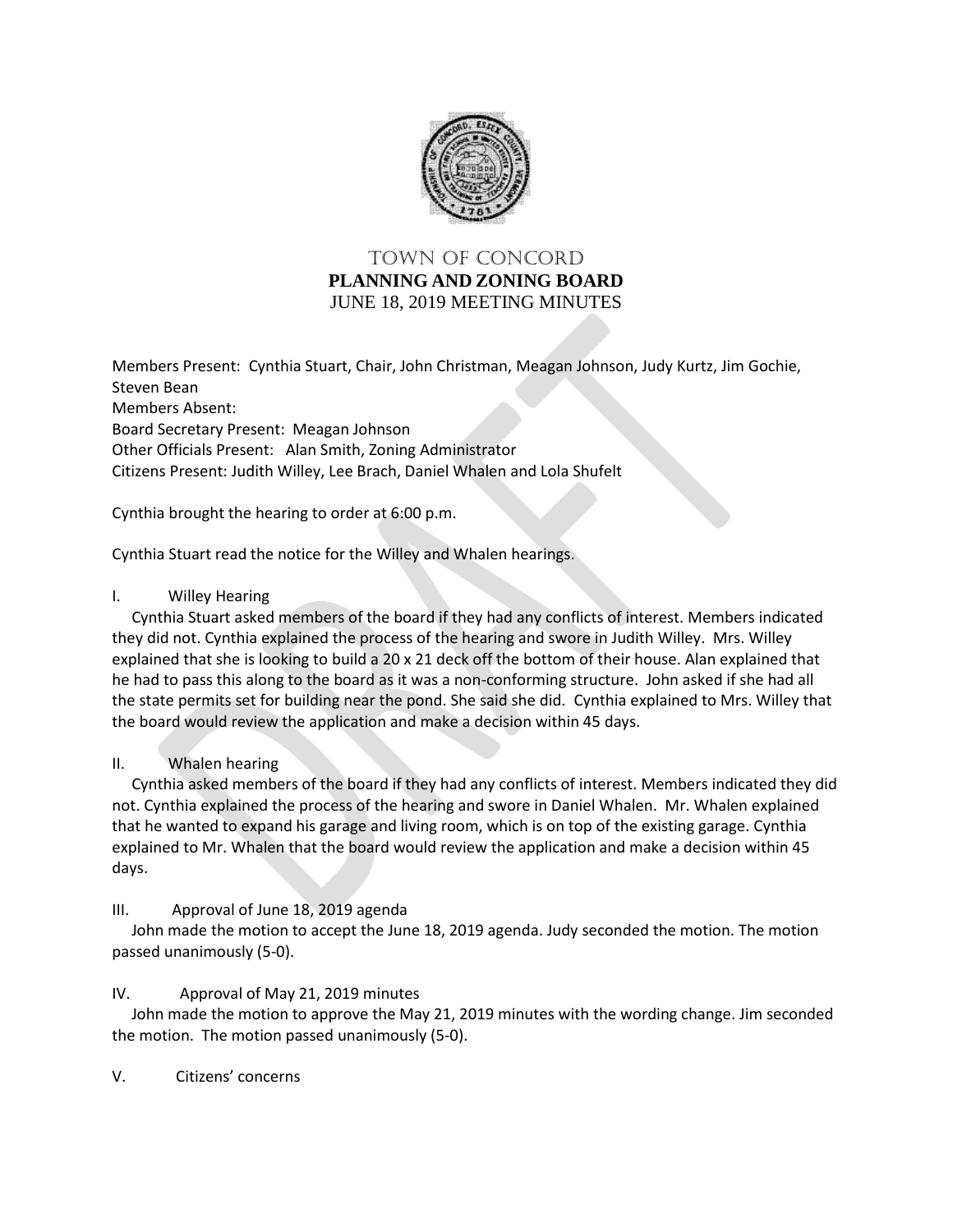# TOWN OF CONCORD
## PLANNING AND ZONING BOARD
JUNE 18, 2019 MEETING MINUTES

Members Present: Cynthia Stuart, Chair, John Christman, Meagan Johnson, Judy Kurtz, Jim Gochie, Steven Bean
Members Absent:
Board Secretary Present: Meagan Johnson
Other Officials Present: Alan Smith, Zoning Administrator
Citizens Present: Judith Willey, Lee Brach, Daniel Whalen and Lola Shufelt

Cynthia brought the hearing to order at 6:00 p.m.

Cynthia Stuart read the notice for the Willey and Whalen hearings.

I. Willey Hearing

Cynthia Stuart asked members of the board if they had any conflicts of interest. Members indicated they did not. Cynthia explained the process of the hearing and swore in Judith Willey. Mrs. Willey explained that she is looking to build a 20 x 21 deck off the bottom of their house. Alan explained that he had to pass this along to the board as it was a non-conforming structure. John asked if she had all the state permits set for building near the pond. She said she did. Cynthia explained to Mrs. Willey that the board would review the application and make a decision within 45 days.

II. Whalen hearing

Cynthia asked members of the board if they had any conflicts of interest. Members indicated they did not. Cynthia explained the process of the hearing and swore in Daniel Whalen. Mr. Whalen explained that he wanted to expand his garage and living room, which is on top of the existing garage. Cynthia explained to Mr. Whalen that the board would review the application and make a decision within 45 days.

III. Approval of June 18, 2019 agenda

John made the motion to accept the June 18, 2019 agenda. Judy seconded the motion. The motion passed unanimously (5-0).

IV. Approval of May 21, 2019 minutes

John made the motion to approve the May 21, 2019 minutes with the wording change. Jim seconded the motion. The motion passed unanimously (5-0).

V. Citizens' concerns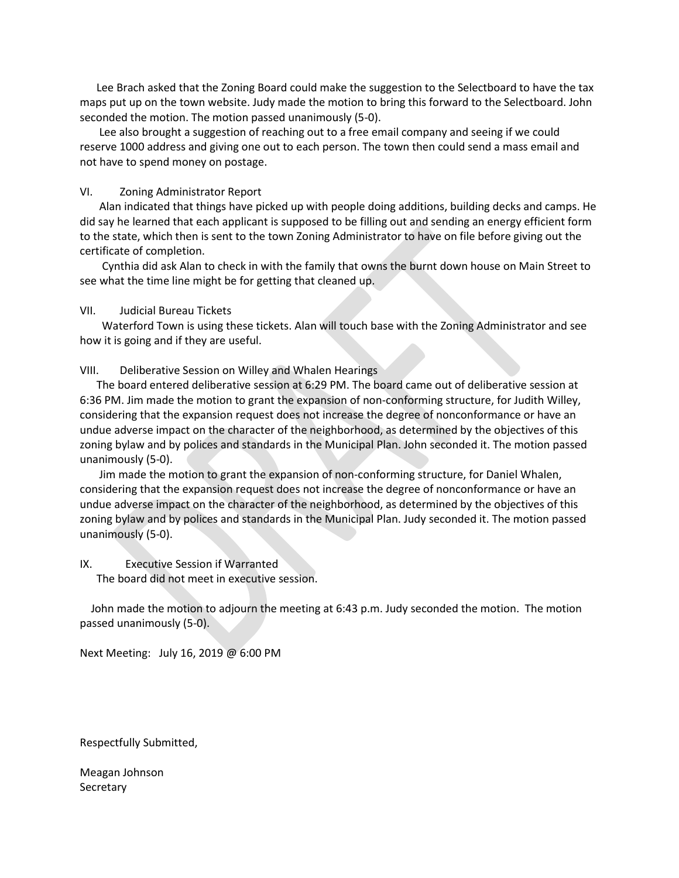Lee Brach asked that the Zoning Board could make the suggestion to the Selectboard to have the tax maps put up on the town website. Judy made the motion to bring this forward to the Selectboard. John seconded the motion. The motion passed unanimously (5-0).

Lee also brought a suggestion of reaching out to a free email company and seeing if we could reserve 1000 address and giving one out to each person. The town then could send a mass email and not have to spend money on postage.

VI. Zoning Administrator Report

Alan indicated that things have picked up with people doing additions, building decks and camps. He did say he learned that each applicant is supposed to be filling out and sending an energy efficient form to the state, which then is sent to the town Zoning Administrator to have on file before giving out the certificate of completion.

Cynthia did ask Alan to check in with the family that owns the burnt down house on Main Street to see what the time line might be for getting that cleaned up.

VII. Judicial Bureau Tickets

Waterford Town is using these tickets. Alan will touch base with the Zoning Administrator and see how it is going and if they are useful.

VIII. Deliberative Session on Willey and Whalen Hearings

The board entered deliberative session at 6:29 PM. The board came out of deliberative session at 6:36 PM. Jim made the motion to grant the expansion of non-conforming structure, for Judith Willey, considering that the expansion request does not increase the degree of nonconformance or have an undue adverse impact on the character of the neighborhood, as determined by the objectives of this zoning bylaw and by polices and standards in the Municipal Plan. John seconded it. The motion passed unanimously (5-0).

Jim made the motion to grant the expansion of non-conforming structure, for Daniel Whalen, considering that the expansion request does not increase the degree of nonconformance or have an undue adverse impact on the character of the neighborhood, as determined by the objectives of this zoning bylaw and by polices and standards in the Municipal Plan. Judy seconded it. The motion passed unanimously (5-0).

IX. Executive Session if Warranted

The board did not meet in executive session.

John made the motion to adjourn the meeting at 6:43 p.m. Judy seconded the motion. The motion passed unanimously (5-0).

Next Meeting: July 16, 2019 @ 6:00 PM

Respectfully Submitted,

Meagan Johnson
Secretary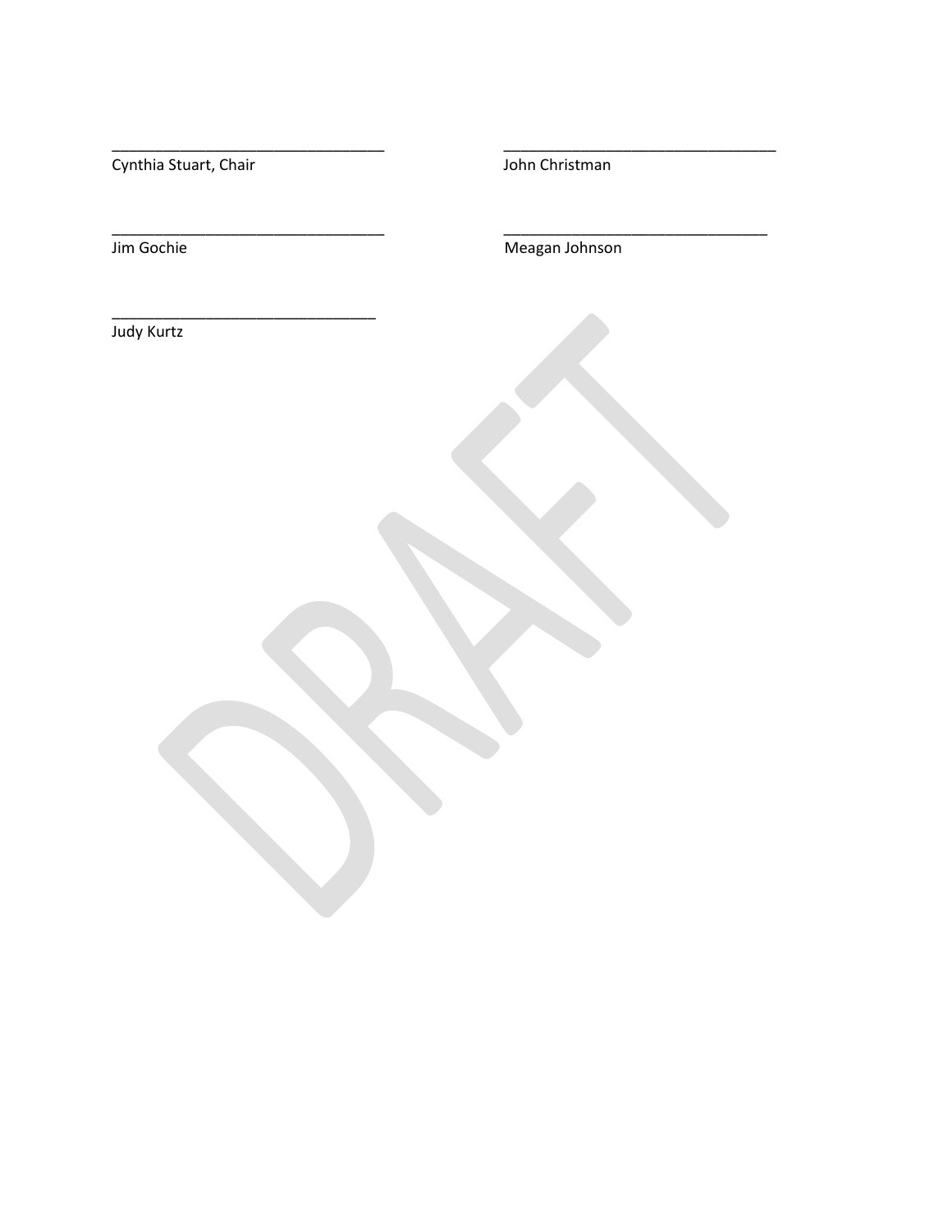_________________________________
Cynthia Stuart, Chair

_________________________________
John Christman

_________________________________
Jim Gochie

_________________________________
Meagan Johnson

_______________________________
Judy Kurtz

DRAFT